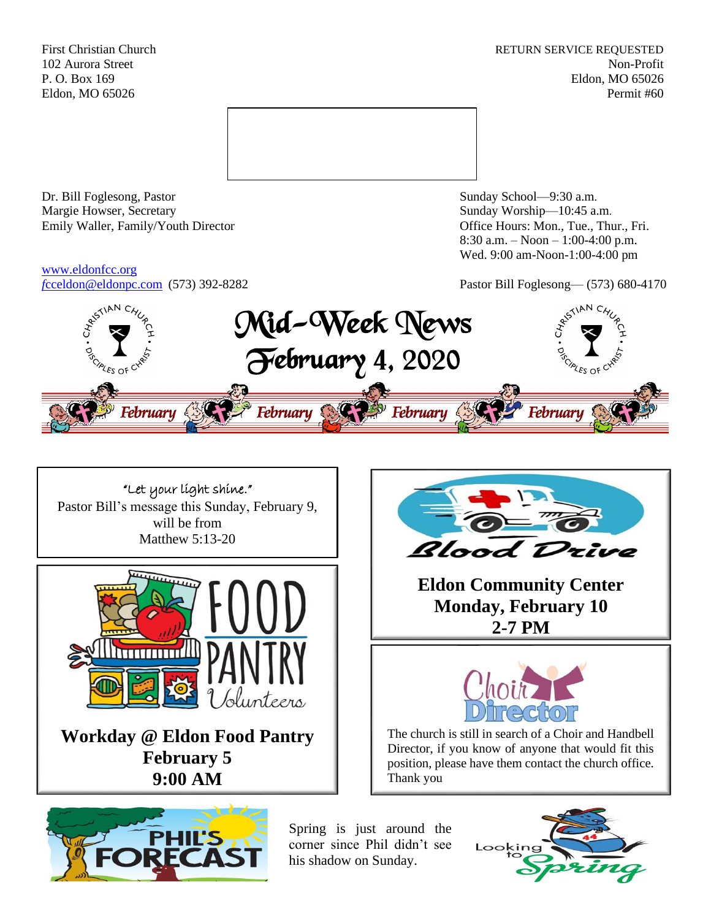First Christian Church
102 Aurora Street
P. O. Box 169
Eldon, MO 65026

RETURN SERVICE REQUESTED
Non-Profit
Eldon, MO 65026
Permit #60

Dr. Bill Foglesong, Pastor
Margie Howser, Secretary
Emily Waller, Family/Youth Director

Sunday School—9:30 a.m.
Sunday Worship—10:45 a.m.
Office Hours: Mon., Tue., Thur., Fri.
8:30 a.m. – Noon – 1:00-4:00 p.m.
Wed. 9:00 am-Noon-1:00-4:00 pm

www.eldonfcc.org
fcceldon@eldonpc.com (573) 392-8282

Pastor Bill Foglesong— (573) 680-4170

# Mid-Week News
## February 4, 2020

February February February February

"Let your light shine."
Pastor Bill's message this Sunday, February 9, will be from
Matthew 5:13-20

**Blood Drive**

**Eldon Community Center**
**Monday, February 10**
**2-7 PM**

**FOOD PANTRY Volunteers**

**Workday @ Eldon Food Pantry**
**February 5**
**9:00 AM**

**Choir Director**

The church is still in search of a Choir and Handbell Director, if you know of anyone that would fit this position, please have them contact the church office. Thank you

**PHIL'S FORECAST**

Spring is just around the corner since Phil didn't see his shadow on Sunday.

Looking to Spring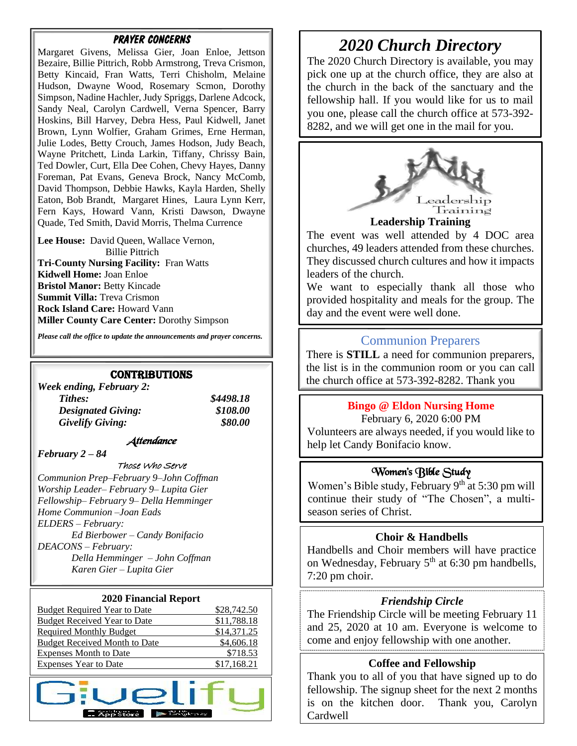## PRAYER CONCERNS

Margaret Givens, Melissa Gier, Joan Enloe, Jettson Bezaire, Billie Pittrich, Robb Armstrong, Treva Crismon, Betty Kincaid, Fran Watts, Terri Chisholm, Melaine Hudson, Dwayne Wood, Rosemary Scmon, Dorothy Simpson, Nadine Hachler, Judy Spriggs, Darlene Adcock, Sandy Neal, Carolyn Cardwell, Verna Spencer, Barry Hoskins, Bill Harvey, Debra Hess, Paul Kidwell, Janet Brown, Lynn Wolfier, Graham Grimes, Erne Herman, Julie Lodes, Betty Crouch, James Hodson, Judy Beach, Wayne Pritchett, Linda Larkin, Tiffany, Chrissy Bain, Ted Dowler, Curt, Ella Dee Cohen, Chevy Hayes, Danny Foreman, Pat Evans, Geneva Brock, Nancy McComb, David Thompson, Debbie Hawks, Kayla Harden, Shelly Eaton, Bob Brandt, Margaret Hines, Laura Lynn Kerr, Fern Kays, Howard Vann, Kristi Dawson, Dwayne Quade, Ted Smith, David Morris, Thelma Currence

**Lee House:** David Queen, Wallace Vernon, Billie Pittrich
**Tri-County Nursing Facility:** Fran Watts
**Kidwell Home:** Joan Enloe
**Bristol Manor:** Betty Kincade
**Summit Villa:** Treva Crismon
**Rock Island Care:** Howard Vann
**Miller County Care Center:** Dorothy Simpson

***Please call the office to update the announcements and prayer concerns.***

## CONTRIBUTIONS

***Week ending, February 2:***

| | |
|---|---|
| ***Tithes:*** | ***$4498.18*** |
| ***Designated Giving:*** | ***$108.00*** |
| ***Givelify Giving:*** | ***$80.00*** |

### *Attendance*

***February 2 – 84***

*Those Who Serve*

*Communion Prep–February 9–John Coffman*
*Worship Leader– February 9– Lupita Gier*
*Fellowship– February 9– Della Hemminger*
*Home Communion –Joan Eads*
*ELDERS – February:*
*Ed Bierbower – Candy Bonifacio*
*DEACONS – February:*
*Della Hemminger – John Coffman*
*Karen Gier – Lupita Gier*

### 2020 Financial Report

| | |
|---|---|
| Budget Required Year to Date | $28,742.50 |
| Budget Received Year to Date | $11,788.18 |
| Required Monthly Budget | $14,371.25 |
| Budget Received Month to Date | $4,606.18 |
| Expenses Month to Date | $718.53 |
| Expenses Year to Date | $17,168.21 |

Givelify

## *2020 Church Directory*

The 2020 Church Directory is available, you may pick one up at the church office, they are also at the church in the back of the sanctuary and the fellowship hall. If you would like for us to mail you one, please call the church office at 573-392-8282, and we will get one in the mail for you.

### Leadership Training

The event was well attended by 4 DOC area churches, 49 leaders attended from these churches. They discussed church cultures and how it impacts leaders of the church.
We want to especially thank all those who provided hospitality and meals for the group. The day and the event were well done.

### Communion Preparers

There is **STILL** a need for communion preparers, the list is in the communion room or you can call the church office at 573-392-8282. Thank you

### Bingo @ Eldon Nursing Home

February 6, 2020 6:00 PM
Volunteers are always needed, if you would like to help let Candy Bonifacio know.

### Women's Bible Study

Women's Bible study, February 9th at 5:30 pm will continue their study of "The Chosen", a multi-season series of Christ.

### Choir & Handbells

Handbells and Choir members will have practice on Wednesday, February 5th at 6:30 pm handbells, 7:20 pm choir.

### *Friendship Circle*

The Friendship Circle will be meeting February 11 and 25, 2020 at 10 am. Everyone is welcome to come and enjoy fellowship with one another.

### Coffee and Fellowship

Thank you to all of you that have signed up to do fellowship. The signup sheet for the next 2 months is on the kitchen door. Thank you, Carolyn Cardwell